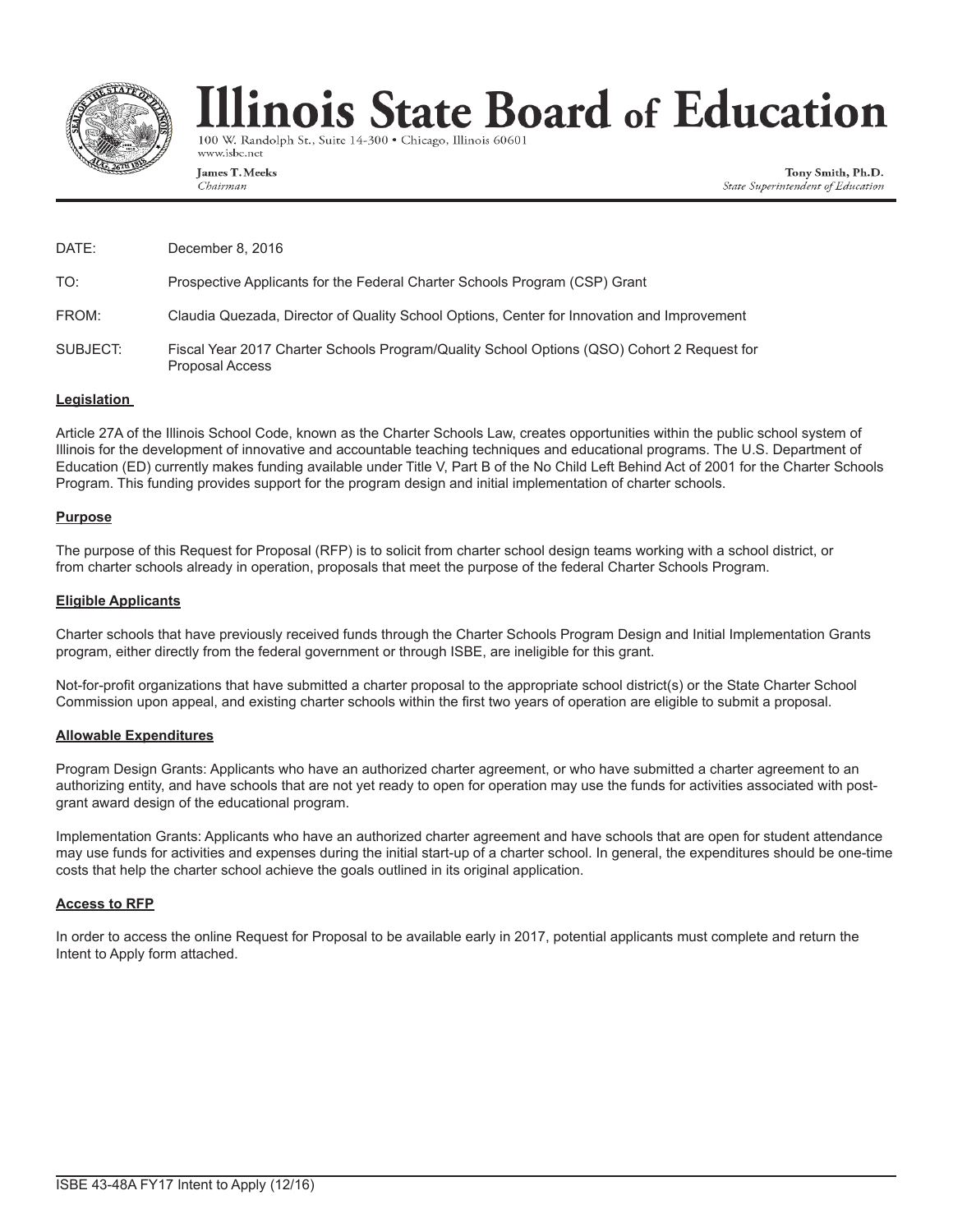# Illinois State Board of Education

100 W. Randolph St., Suite 14-300 • Chicago, Illinois 60601
www.isbe.net

**James T. Meeks**
*Chairman*

**Tony Smith, Ph.D.**
*State Superintendent of Education*

| | |
|---|---|
| DATE: | December 8, 2016 |
| TO: | Prospective Applicants for the Federal Charter Schools Program (CSP) Grant |
| FROM: | Claudia Quezada, Director of Quality School Options, Center for Innovation and Improvement |
| SUBJECT: | Fiscal Year 2017 Charter Schools Program/Quality School Options (QSO) Cohort 2 Request for Proposal Access |

## Legislation

Article 27A of the Illinois School Code, known as the Charter Schools Law, creates opportunities within the public school system of Illinois for the development of innovative and accountable teaching techniques and educational programs. The U.S. Department of Education (ED) currently makes funding available under Title V, Part B of the No Child Left Behind Act of 2001 for the Charter Schools Program. This funding provides support for the program design and initial implementation of charter schools.

## Purpose

The purpose of this Request for Proposal (RFP) is to solicit from charter school design teams working with a school district, or from charter schools already in operation, proposals that meet the purpose of the federal Charter Schools Program.

## Eligible Applicants

Charter schools that have previously received funds through the Charter Schools Program Design and Initial Implementation Grants program, either directly from the federal government or through ISBE, are ineligible for this grant.

Not-for-profit organizations that have submitted a charter proposal to the appropriate school district(s) or the State Charter School Commission upon appeal, and existing charter schools within the first two years of operation are eligible to submit a proposal.

## Allowable Expenditures

Program Design Grants: Applicants who have an authorized charter agreement, or who have submitted a charter agreement to an authorizing entity, and have schools that are not yet ready to open for operation may use the funds for activities associated with post-grant award design of the educational program.

Implementation Grants: Applicants who have an authorized charter agreement and have schools that are open for student attendance may use funds for activities and expenses during the initial start-up of a charter school. In general, the expenditures should be one-time costs that help the charter school achieve the goals outlined in its original application.

## Access to RFP

In order to access the online Request for Proposal to be available early in 2017, potential applicants must complete and return the Intent to Apply form attached.

ISBE 43-48A FY17 Intent to Apply (12/16)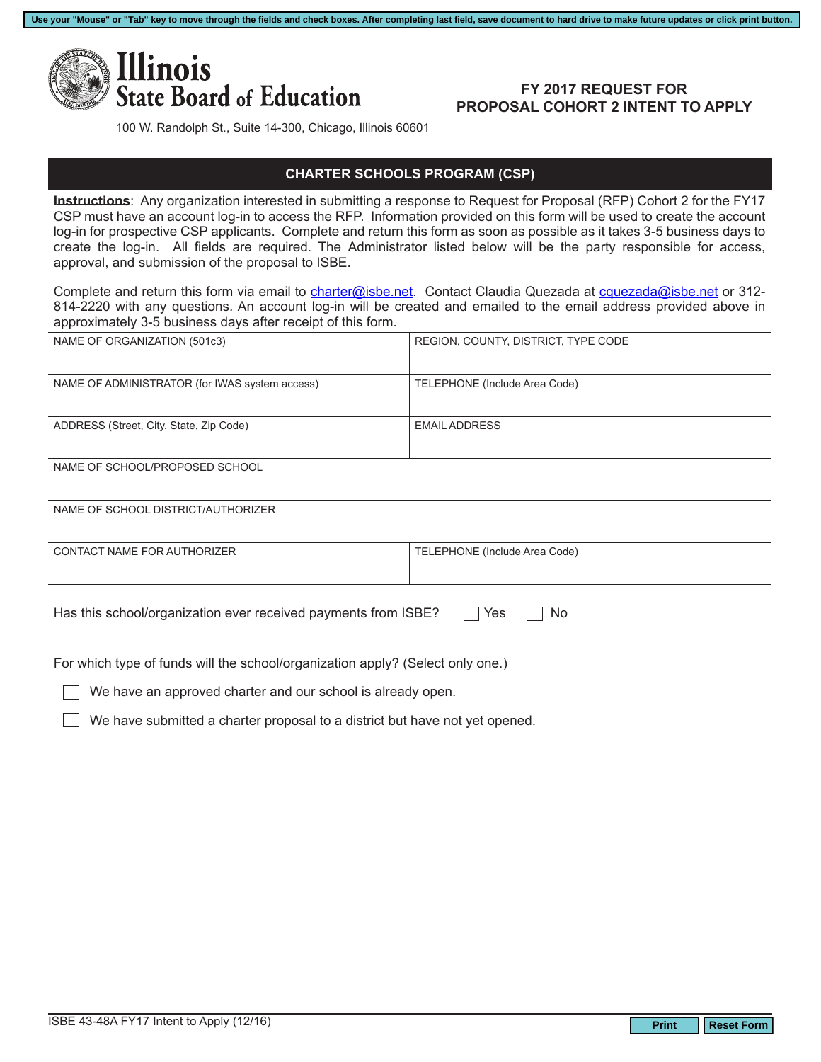Use your "Mouse" or "Tab" key to move through the fields and check boxes. After completing last field, save document to hard drive to make future updates or click print button.

# Illinois State Board of Education

100 W. Randolph St., Suite 14-300, Chicago, Illinois 60601

## FY 2017 REQUEST FOR PROPOSAL COHORT 2 INTENT TO APPLY

## CHARTER SCHOOLS PROGRAM (CSP)

**Instructions**: Any organization interested in submitting a response to Request for Proposal (RFP) Cohort 2 for the FY17 CSP must have an account log-in to access the RFP. Information provided on this form will be used to create the account log-in for prospective CSP applicants. Complete and return this form as soon as possible as it takes 3-5 business days to create the log-in. All fields are required. The Administrator listed below will be the party responsible for access, approval, and submission of the proposal to ISBE.

Complete and return this form via email to charter@isbe.net. Contact Claudia Quezada at cquezada@isbe.net or 312-814-2220 with any questions. An account log-in will be created and emailed to the email address provided above in approximately 3-5 business days after receipt of this form.

| | |
|---|---|
| NAME OF ORGANIZATION (501c3) | REGION, COUNTY, DISTRICT, TYPE CODE |
| NAME OF ADMINISTRATOR (for IWAS system access) | TELEPHONE (Include Area Code) |
| ADDRESS (Street, City, State, Zip Code) | EMAIL ADDRESS |
| NAME OF SCHOOL/PROPOSED SCHOOL | |
| NAME OF SCHOOL DISTRICT/AUTHORIZER | |
| CONTACT NAME FOR AUTHORIZER | TELEPHONE (Include Area Code) |

Has this school/organization ever received payments from ISBE? ☐ Yes ☐ No

For which type of funds will the school/organization apply? (Select only one.)

☐ We have an approved charter and our school is already open.

☐ We have submitted a charter proposal to a district but have not yet opened.

ISBE 43-48A FY17 Intent to Apply (12/16)

Print | Reset Form